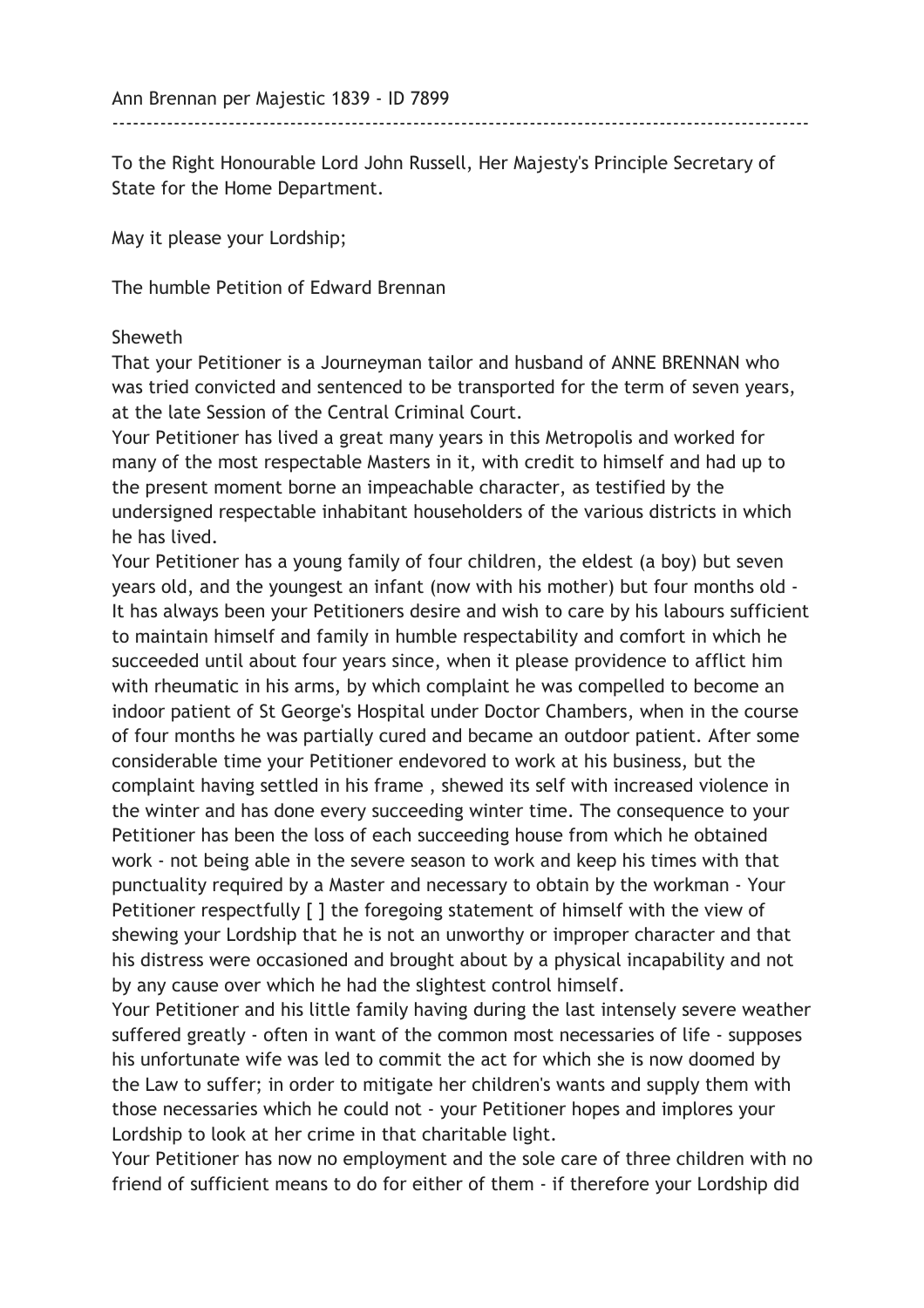Ann Brennan per Majestic 1839 - ID 7899

---

To the Right Honourable Lord John Russell, Her Majesty's Principle Secretary of State for the Home Department.

May it please your Lordship;

The humble Petition of Edward Brennan

Sheweth

That your Petitioner is a Journeyman tailor and husband of ANNE BRENNAN who was tried convicted and sentenced to be transported for the term of seven years, at the late Session of the Central Criminal Court.

Your Petitioner has lived a great many years in this Metropolis and worked for many of the most respectable Masters in it, with credit to himself and had up to the present moment borne an impeachable character, as testified by the undersigned respectable inhabitant householders of the various districts in which he has lived.

Your Petitioner has a young family of four children, the eldest (a boy) but seven years old, and the youngest an infant (now with his mother) but four months old - It has always been your Petitioners desire and wish to care by his labours sufficient to maintain himself and family in humble respectability and comfort in which he succeeded until about four years since, when it please providence to afflict him with rheumatic in his arms, by which complaint he was compelled to become an indoor patient of St George's Hospital under Doctor Chambers, when in the course of four months he was partially cured and became an outdoor patient. After some considerable time your Petitioner endevored to work at his business, but the complaint having settled in his frame , shewed its self with increased violence in the winter and has done every succeeding winter time. The consequence to your Petitioner has been the loss of each succeeding house from which he obtained work - not being able in the severe season to work and keep his times with that punctuality required by a Master and necessary to obtain by the workman - Your Petitioner respectfully [ ] the foregoing statement of himself with the view of shewing your Lordship that he is not an unworthy or improper character and that his distress were occasioned and brought about by a physical incapability and not by any cause over which he had the slightest control himself.

Your Petitioner and his little family having during the last intensely severe weather suffered greatly - often in want of the common most necessaries of life - supposes his unfortunate wife was led to commit the act for which she is now doomed by the Law to suffer; in order to mitigate her children's wants and supply them with those necessaries which he could not - your Petitioner hopes and implores your Lordship to look at her crime in that charitable light.

Your Petitioner has now no employment and the sole care of three children with no friend of sufficient means to do for either of them - if therefore your Lordship did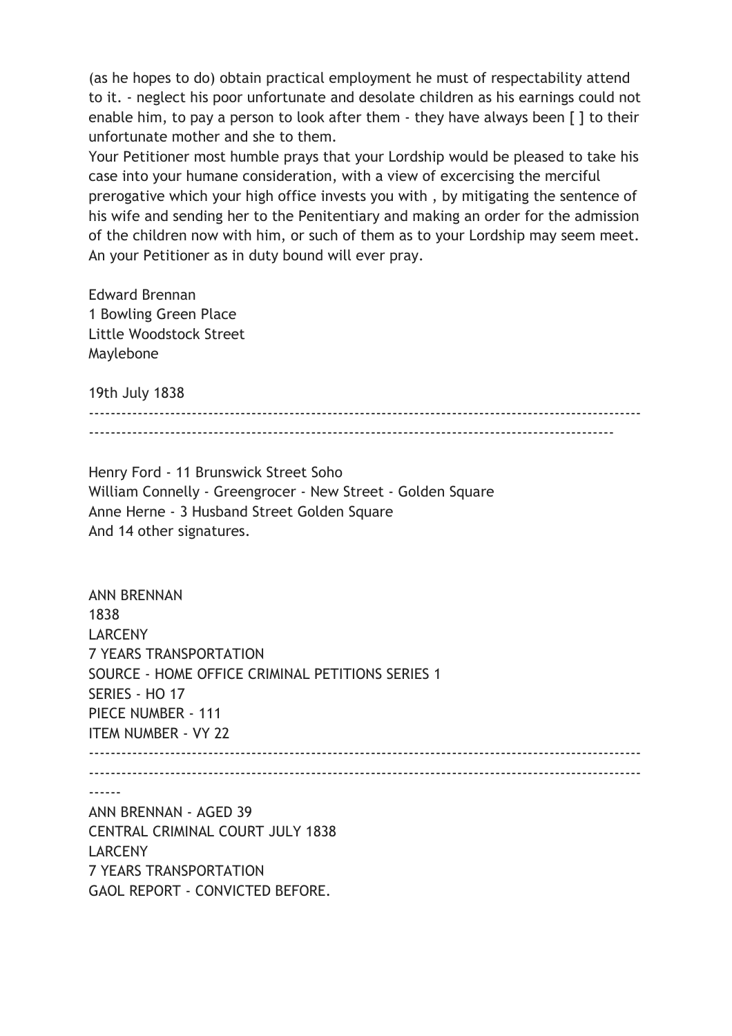(as he hopes to do) obtain practical employment he must of respectability attend to it. - neglect his poor unfortunate and desolate children as his earnings could not enable him, to pay a person to look after them - they have always been [ ] to their unfortunate mother and she to them.

Your Petitioner most humble prays that your Lordship would be pleased to take his case into your humane consideration, with a view of excercising the merciful prerogative which your high office invests you with , by mitigating the sentence of his wife and sending her to the Penitentiary and making an order for the admission of the children now with him, or such of them as to your Lordship may seem meet. An your Petitioner as in duty bound will ever pray.

Edward Brennan
1 Bowling Green Place
Little Woodstock Street
Maylebone

19th July 1838

---

Henry Ford - 11 Brunswick Street Soho
William Connelly - Greengrocer - New Street - Golden Square
Anne Herne - 3 Husband Street Golden Square
And 14 other signatures.

ANN BRENNAN
1838
LARCENY
7 YEARS TRANSPORTATION
SOURCE - HOME OFFICE CRIMINAL PETITIONS SERIES 1
SERIES - HO 17
PIECE NUMBER - 111
ITEM NUMBER - VY 22

---

ANN BRENNAN - AGED 39
CENTRAL CRIMINAL COURT JULY 1838
LARCENY
7 YEARS TRANSPORTATION
GAOL REPORT - CONVICTED BEFORE.